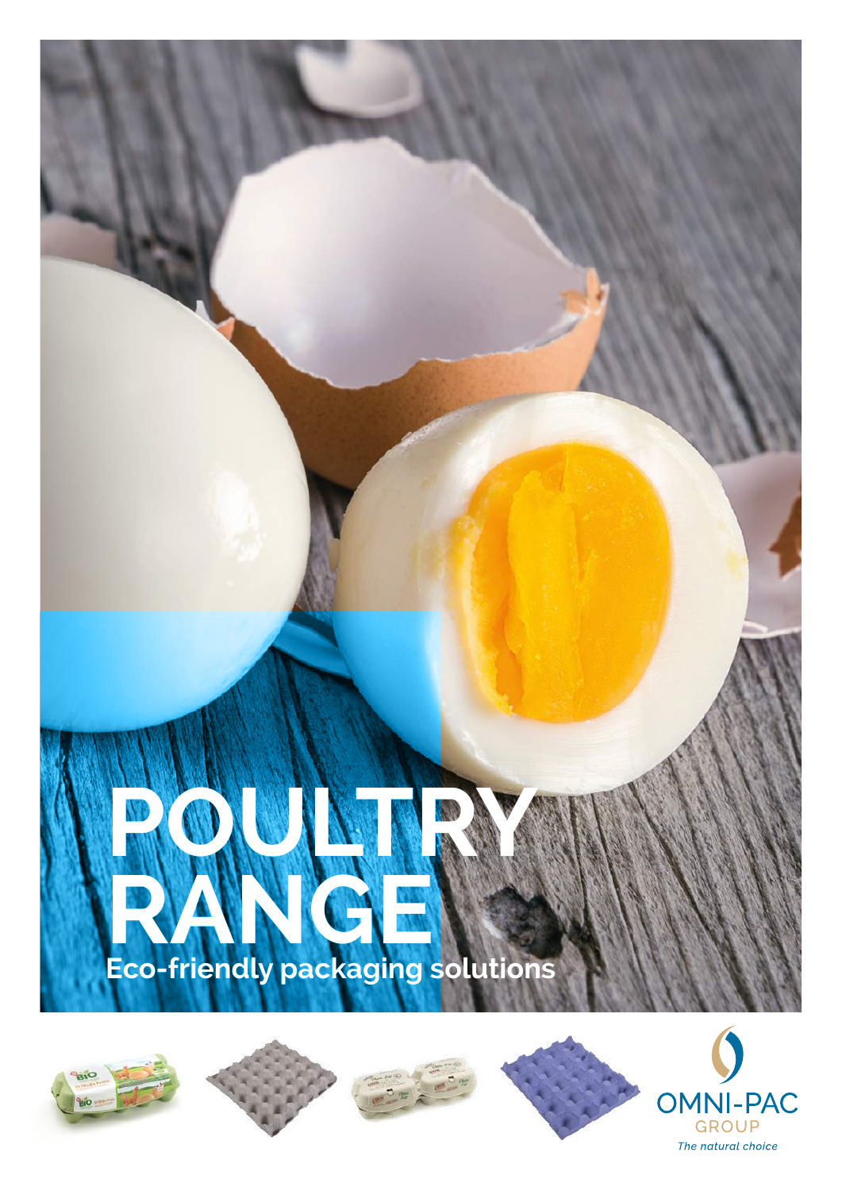# POULTRY RANGE

**Eco-friendly packaging solutions**

OMNI-PAC
GROUP
*The natural choice*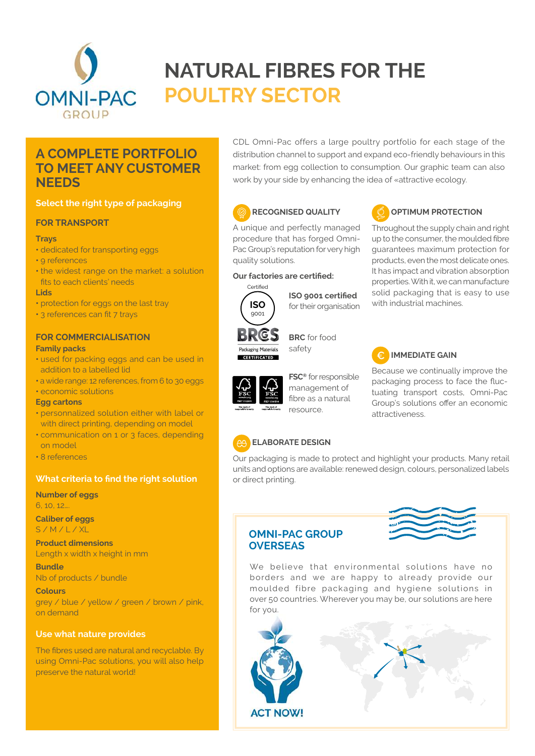# NATURAL FIBRES FOR THE POULTRY SECTOR

## A COMPLETE PORTFOLIO TO MEET ANY CUSTOMER NEEDS

### Select the right type of packaging

#### FOR TRANSPORT

**Trays**

- dedicated for transporting eggs
- 9 references
- the widest range on the market: a solution fits to each clients' needs

**Lids**

- protection for eggs on the last tray
- 3 references can fit 7 trays

#### FOR COMMERCIALISATION

**Family packs**

- used for packing eggs and can be used in addition to a labelled lid
- a wide range: 12 references, from 6 to 30 eggs
- economic solutions

**Egg cartons**

- personnalized solution either with label or with direct printing, depending on model
- communication on 1 or 3 faces, depending on model
- 8 references

### What criteria to find the right solution

**Number of eggs**
6, 10, 12...

**Caliber of eggs**
S / M / L / XL

**Product dimensions**
Length x width x height in mm

**Bundle**
Nb of products / bundle

**Colours**
grey / blue / yellow / green / brown / pink, on demand

### Use what nature provides

The fibres used are natural and recyclable. By using Omni-Pac solutions, you will also help preserve the natural world!

CDL Omni-Pac offers a large poultry portfolio for each stage of the distribution channel to support and expand eco-friendly behaviours in this market: from egg collection to consumption. Our graphic team can also work by your side by enhancing the idea of «attractive ecology.

### RECOGNISED QUALITY

A unique and perfectly managed procedure that has forged Omni-Pac Group's reputation for very high quality solutions.

**Our factories are certified:**

**ISO 9001 certified** for their organisation

**BRC** for food safety

**FSC®** for responsible management of fibre as a natural resource.

### OPTIMUM PROTECTION

Throughout the supply chain and right up to the consumer, the moulded fibre guarantees maximum protection for products, even the most delicate ones. It has impact and vibration absorption properties. With it, we can manufacture solid packaging that is easy to use with industrial machines.

### IMMEDIATE GAIN

Because we continually improve the packaging process to face the fluctuating transport costs, Omni-Pac Group's solutions offer an economic attractiveness.

### ELABORATE DESIGN

Our packaging is made to protect and highlight your products. Many retail units and options are available: renewed design, colours, personalized labels or direct printing.

### OMNI-PAC GROUP OVERSEAS

We believe that environmental solutions have no borders and we are happy to already provide our moulded fibre packaging and hygiene solutions in over 50 countries. Wherever you may be, our solutions are here for you.

**ACT NOW!**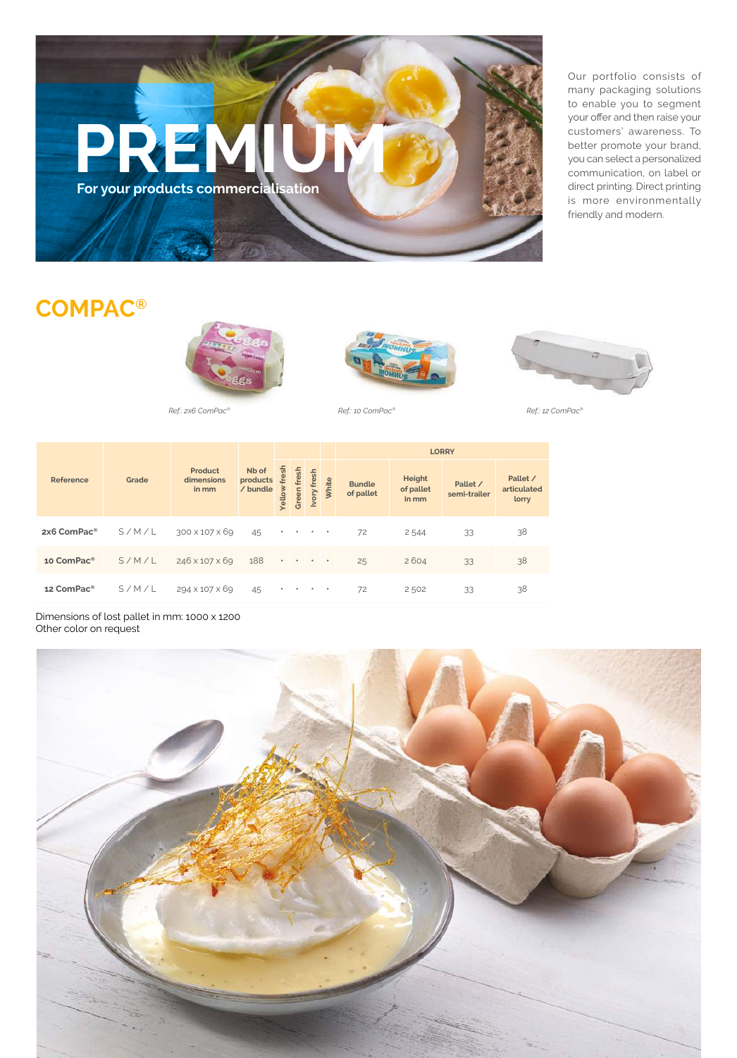# PREMIUM

**For your products commercialisation**

Our portfolio consists of many packaging solutions to enable you to segment your offer and then raise your customers' awareness. To better promote your brand, you can select a personalized communication, on label or direct printing. Direct printing is more environmentally friendly and modern.

## COMPAC®

*Ref.: 2x6 ComPac®*

*Ref.: 10 ComPac®*

*Ref.: 12 ComPac®*

| Reference | Grade | Product dimensions in mm | Nb of products / bundle | Yellow fresh | Green fresh | Ivory fresh | White | LORRY | | | |
|---|---|---|---|---|---|---|---|---|---|---|---|
| | | | | | | | | Bundle of pallet | Height of pallet in mm | Pallet / semi-trailer | Pallet / articulated lorry |
| **2x6 ComPac®** | S / M / L | 300 x 107 x 69 | 45 | • | • | • | • | 72 | 2 544 | 33 | 38 |
| **10 ComPac®** | S / M / L | 246 x 107 x 69 | 188 | • | • | • | • | 25 | 2 604 | 33 | 38 |
| **12 ComPac®** | S / M / L | 294 x 107 x 69 | 45 | • | • | • | • | 72 | 2 502 | 33 | 38 |

Dimensions of lost pallet in mm: 1000 x 1200
Other color on request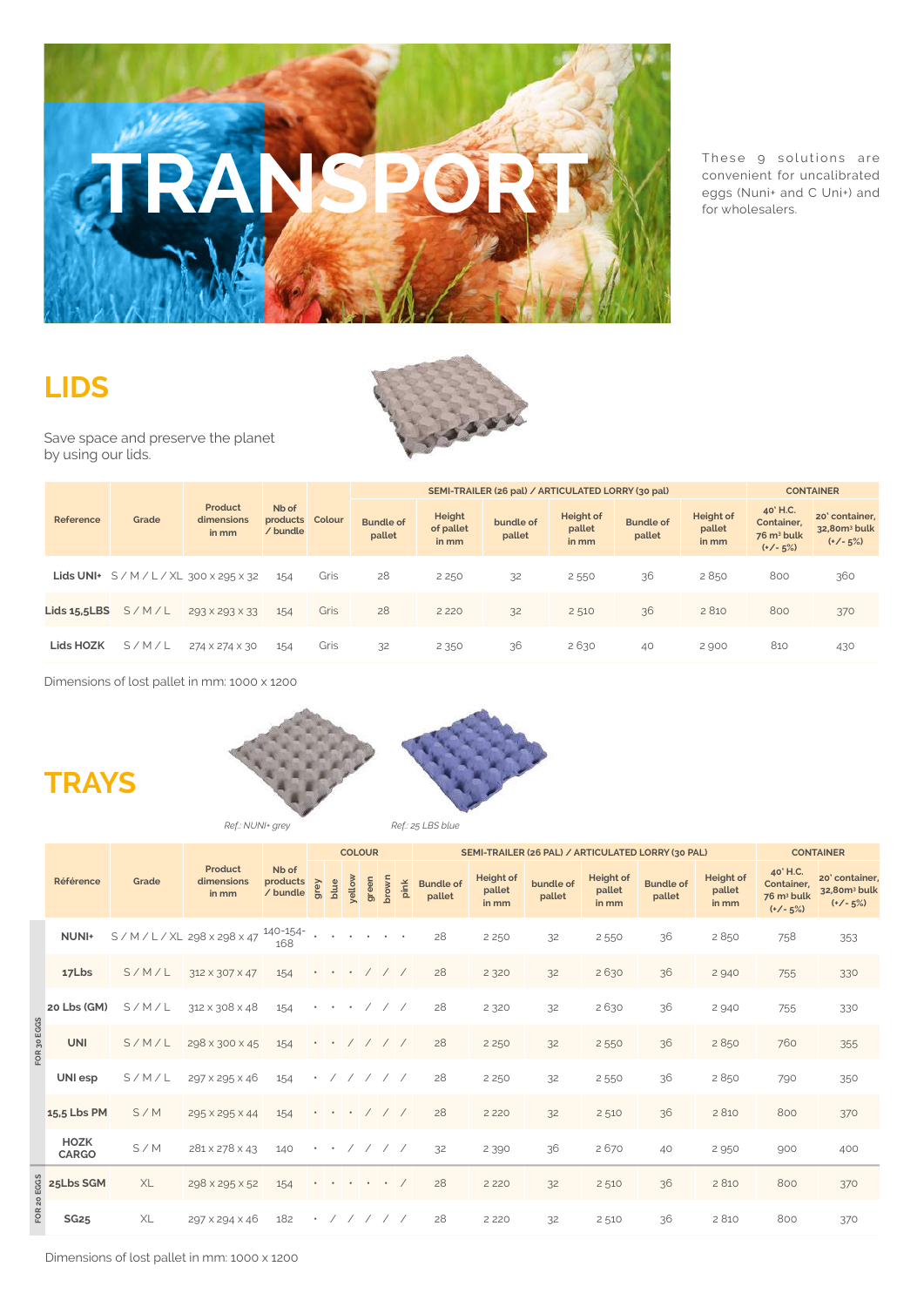# TRANSPORT

These 9 solutions are convenient for uncalibrated eggs (Nuni+ and C Uni+) and for wholesalers.

## LIDS

Save space and preserve the planet by using our lids.

| Reference | Grade | Product dimensions in mm | Nb of products / bundle | Colour | SEMI-TRAILER (26 pal) / ARTICULATED LORRY (30 pal) | | | | | | CONTAINER | |
|---|---|---|---|---|---|---|---|---|---|---|---|---|
| | | | | | Bundle of pallet | Height of pallet in mm | bundle of pallet | Height of pallet in mm | Bundle of pallet | Height of pallet in mm | 40' H.C. Container, 76 m³ bulk (+/- 5%) | 20' container, 32,80m³ bulk (+/- 5%) |
| Lids UNI+ | S / M / L / XL | 300 x 295 x 32 | 154 | Gris | 28 | 2 250 | 32 | 2 550 | 36 | 2 850 | 800 | 360 |
| Lids 15,5LBS | S / M / L | 293 x 293 x 33 | 154 | Gris | 28 | 2 220 | 32 | 2 510 | 36 | 2 810 | 800 | 370 |
| Lids HOZK | S / M / L | 274 x 274 x 30 | 154 | Gris | 32 | 2 350 | 36 | 2 630 | 40 | 2 900 | 810 | 430 |

Dimensions of lost pallet in mm: 1000 x 1200

## TRAYS

*Ref.: NUNI+ grey*

*Ref.: 25 LBS blue*

| | Référence | Grade | Product dimensions in mm | Nb of products / bundle | COLOUR | | | | | | SEMI-TRAILER (26 PAL) / ARTICULATED LORRY (30 PAL) | | | | | | CONTAINER | |
|---|---|---|---|---|---|---|---|---|---|---|---|---|---|---|---|---|---|---|
| | | | | | grey | blue | yellow | green | brown | pink | Bundle of pallet | Height of pallet in mm | bundle of pallet | Height of pallet in mm | Bundle of pallet | Height of pallet in mm | 40' H.C. Container, 76 m³ bulk (+/- 5%) | 20' container, 32,80m³ bulk (+/- 5%) |
| FOR 30 EGGS | NUNI+ | S / M / L / XL | 298 x 298 x 47 | 140-154-168 | • | • | • | • | • | • | 28 | 2 250 | 32 | 2 550 | 36 | 2 850 | 758 | 353 |
| FOR 30 EGGS | 17Lbs | S / M / L | 312 x 307 x 47 | 154 | • | • | • | / | / | / | 28 | 2 320 | 32 | 2 630 | 36 | 2 940 | 755 | 330 |
| FOR 30 EGGS | 20 Lbs (GM) | S / M / L | 312 x 308 x 48 | 154 | • | • | • | / | / | / | 28 | 2 320 | 32 | 2 630 | 36 | 2 940 | 755 | 330 |
| FOR 30 EGGS | UNI | S / M / L | 298 x 300 x 45 | 154 | • | • | / | / | / | / | 28 | 2 250 | 32 | 2 550 | 36 | 2 850 | 760 | 355 |
| FOR 30 EGGS | UNI esp | S / M / L | 297 x 295 x 46 | 154 | • | / | / | / | / | / | 28 | 2 250 | 32 | 2 550 | 36 | 2 850 | 790 | 350 |
| FOR 30 EGGS | 15,5 Lbs PM | S / M | 295 x 295 x 44 | 154 | • | • | • | / | / | / | 28 | 2 220 | 32 | 2 510 | 36 | 2 810 | 800 | 370 |
| FOR 30 EGGS | HOZK CARGO | S / M | 281 x 278 x 43 | 140 | • | • | / | / | / | / | 32 | 2 390 | 36 | 2 670 | 40 | 2 950 | 900 | 400 |
| FOR 20 EGGS | 25Lbs SGM | XL | 298 x 295 x 52 | 154 | • | • | • | • | • | / | 28 | 2 220 | 32 | 2 510 | 36 | 2 810 | 800 | 370 |
| FOR 20 EGGS | SG25 | XL | 297 x 294 x 46 | 182 | • | / | / | / | / | / | 28 | 2 220 | 32 | 2 510 | 36 | 2 810 | 800 | 370 |

Dimensions of lost pallet in mm: 1000 x 1200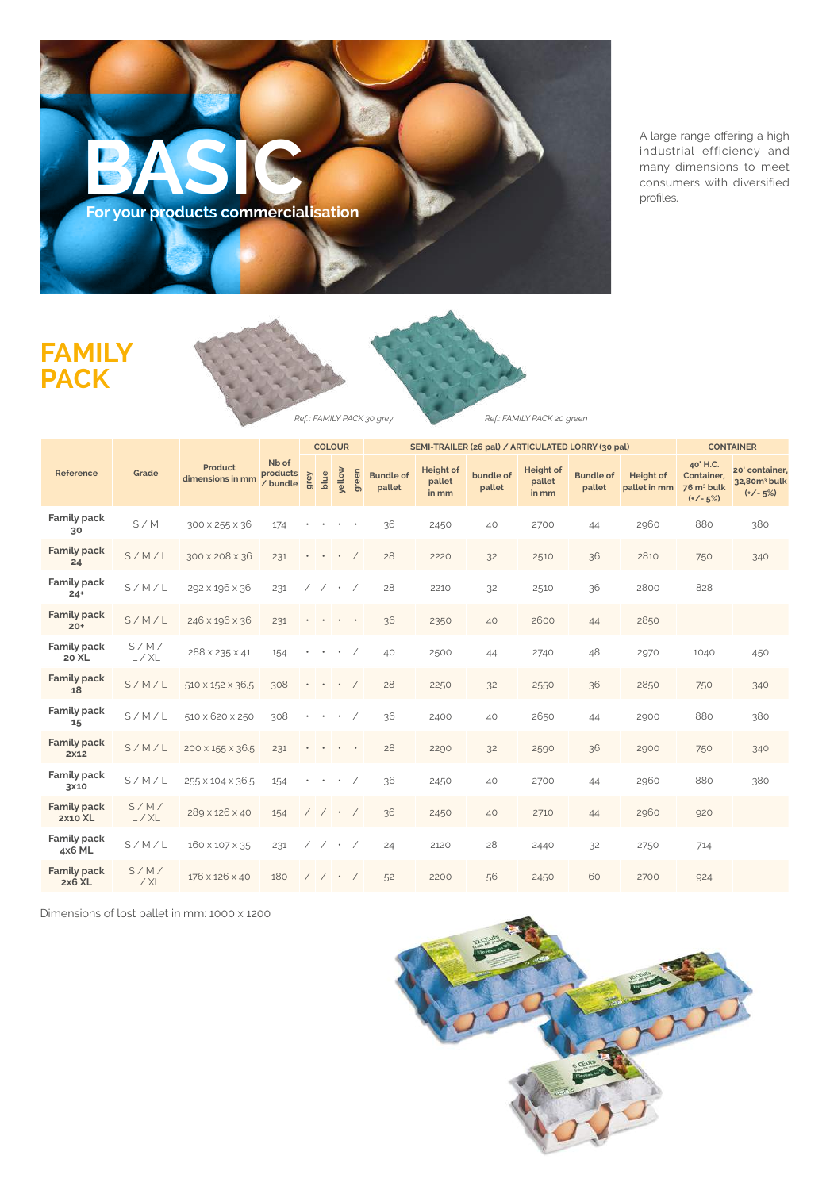# BASIC

For your products commercialisation

A large range offering a high industrial efficiency and many dimensions to meet consumers with diversified profiles.

## FAMILY PACK

*Ref.: FAMILY PACK 30 grey*

*Ref.: FAMILY PACK 20 green*

| Reference | Grade | Product dimensions in mm | Nb of products / bundle | COLOUR | | | | SEMI-TRAILER (26 pal) / ARTICULATED LORRY (30 pal) | | | | | | CONTAINER | |
|---|---|---|---|---|---|---|---|---|---|---|---|---|---|---|---|
| | | | | grey | blue | yellow | green | Bundle of pallet | Height of pallet in mm | bundle of pallet | Height of pallet in mm | Bundle of pallet | Height of pallet in mm | 40' H.C. Container, 76 m³ bulk (+/- 5%) | 20' container, 32,80m³ bulk (+/- 5%) |
| Family pack 30 | S / M | 300 x 255 x 36 | 174 | • | • | • | • | 36 | 2450 | 40 | 2700 | 44 | 2960 | 880 | 380 |
| Family pack 24 | S / M / L | 300 x 208 x 36 | 231 | • | • | • | / | 28 | 2220 | 32 | 2510 | 36 | 2810 | 750 | 340 |
| Family pack 24+ | S / M / L | 292 x 196 x 36 | 231 | / | / | • | / | 28 | 2210 | 32 | 2510 | 36 | 2800 | 828 | |
| Family pack 20+ | S / M / L | 246 x 196 x 36 | 231 | • | • | • | • | 36 | 2350 | 40 | 2600 | 44 | 2850 | | |
| Family pack 20 XL | S / M / L / XL | 288 x 235 x 41 | 154 | • | • | • | / | 40 | 2500 | 44 | 2740 | 48 | 2970 | 1040 | 450 |
| Family pack 18 | S / M / L | 510 x 152 x 36.5 | 308 | • | • | • | / | 28 | 2250 | 32 | 2550 | 36 | 2850 | 750 | 340 |
| Family pack 15 | S / M / L | 510 x 620 x 250 | 308 | • | • | • | / | 36 | 2400 | 40 | 2650 | 44 | 2900 | 880 | 380 |
| Family pack 2x12 | S / M / L | 200 x 155 x 36.5 | 231 | • | • | • | • | 28 | 2290 | 32 | 2590 | 36 | 2900 | 750 | 340 |
| Family pack 3x10 | S / M / L | 255 x 104 x 36.5 | 154 | • | • | • | / | 36 | 2450 | 40 | 2700 | 44 | 2960 | 880 | 380 |
| Family pack 2x10 XL | S / M / L / XL | 289 x 126 x 40 | 154 | / | / | • | / | 36 | 2450 | 40 | 2710 | 44 | 2960 | 920 | |
| Family pack 4x6 ML | S / M / L | 160 x 107 x 35 | 231 | / | / | • | / | 24 | 2120 | 28 | 2440 | 32 | 2750 | 714 | |
| Family pack 2x6 XL | S / M / L / XL | 176 x 126 x 40 | 180 | / | / | • | / | 52 | 2200 | 56 | 2450 | 60 | 2700 | 924 | |

Dimensions of lost pallet in mm: 1000 x 1200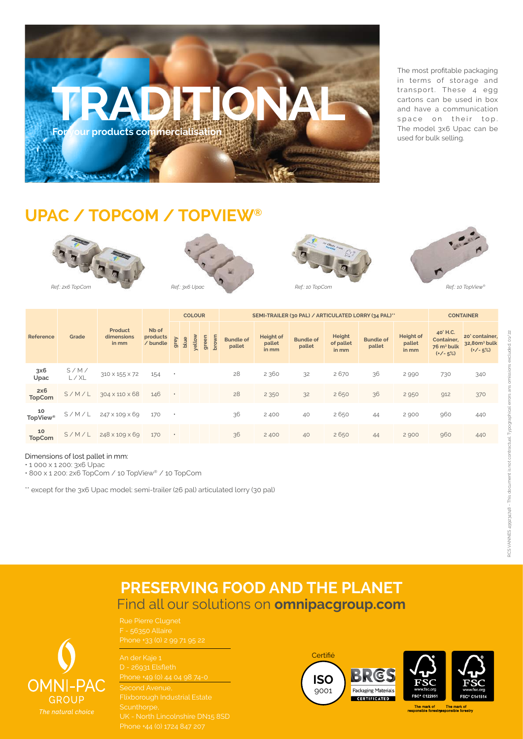# TRADITIONAL

**For your products commercialisation**

The most profitable packaging in terms of storage and transport. These 4 egg cartons can be used in box and have a communication space on their top. The model 3x6 Upac can be used for bulk selling.

## UPAC / TOPCOM / TOPVIEW®

*Ref.: 2x6 TopCom*

*Ref.: 3x6 Upac*

*Ref.: 10 TopCom*

*Ref.: 10 TopView®*

| Reference | Grade | Product dimensions in mm | Nb of products / bundle | COLOUR | | | | | SEMI-TRAILER (30 PAL) / ARTICULATED LORRY (34 PAL)** | | | | | | CONTAINER | |
|---|---|---|---|---|---|---|---|---|---|---|---|---|---|---|---|---|
| | | | | grey | blue | yellow | green | brown | Bundle of pallet | Height of pallet in mm | Bundle of pallet | Height of pallet in mm | Bundle of pallet | Height of pallet in mm | 40' H.C. Container, 76 m³ bulk (+/- 5%) | 20' container, 32,80m³ bulk (+/- 5%) |
| 3x6 Upac | S / M / L / XL | 310 x 155 x 72 | 154 | • | | | | | 28 | 2 360 | 32 | 2 670 | 36 | 2 990 | 730 | 340 |
| 2x6 TopCom | S / M / L | 304 x 110 x 68 | 146 | • | | | | | 28 | 2 350 | 32 | 2 650 | 36 | 2 950 | 912 | 370 |
| 10 TopView® | S / M / L | 247 x 109 x 69 | 170 | • | | | | | 36 | 2 400 | 40 | 2 650 | 44 | 2 900 | 960 | 440 |
| 10 TopCom | S / M / L | 248 x 109 x 69 | 170 | • | | | | | 36 | 2 400 | 40 | 2 650 | 44 | 2 900 | 960 | 440 |

Dimensions of lost pallet in mm:

- 1 000 x 1 200: 3x6 Upac
- 800 x 1 200: 2x6 TopCom / 10 TopView® / 10 TopCom

** except for the 3x6 Upac model: semi-trailer (26 pal) articulated lorry (30 pal)

RCS VANNES 499234748 - This document is not contractual. Typographical errors ans omissions excluded. 01/22

## PRESERVING FOOD AND THE PLANET

Find all our solutions on **omnipacgroup.com**

Rue Pierre Clugnet
F - 56350 Allaire
Phone +33 (0) 2 99 71 95 22

An der Kaje 1
D - 26931 Elsfleth
Phone +49 (0) 44 04 98 74-0

Second Avenue,
Flixborough Industrial Estate
Scunthorpe,
UK - North Lincolnshire DN15 8SD
Phone +44 (0) 1724 847 207

OMNI-PAC GROUP
*The natural choice*

Certifié ISO 9001

BRCGS Packaging Materials CERTIFICATED

FSC www.fsc.org FSC® C122951 — The mark of responsible forestry

FSC www.fsc.org FSC® C141514 — The mark of responsible forestry